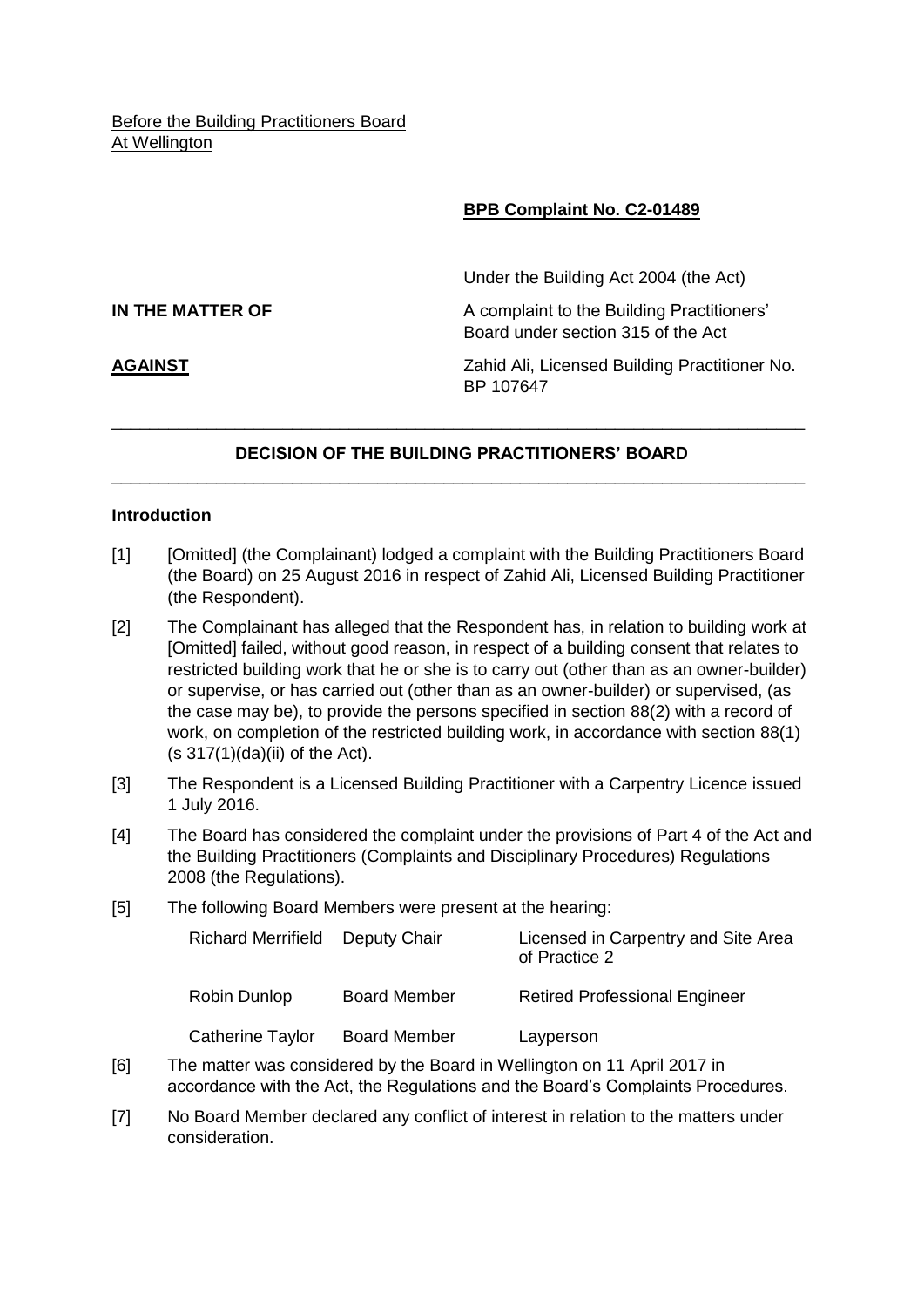Before the Building Practitioners Board
At Wellington

**BPB Complaint No. C2-01489**

Under the Building Act 2004 (the Act)

**IN THE MATTER OF** A complaint to the Building Practitioners' Board under section 315 of the Act

**AGAINST** Zahid Ali, Licensed Building Practitioner No. BP 107647

---

## DECISION OF THE BUILDING PRACTITIONERS' BOARD

---

### Introduction

[1] [Omitted] (the Complainant) lodged a complaint with the Building Practitioners Board (the Board) on 25 August 2016 in respect of Zahid Ali, Licensed Building Practitioner (the Respondent).

[2] The Complainant has alleged that the Respondent has, in relation to building work at [Omitted] failed, without good reason, in respect of a building consent that relates to restricted building work that he or she is to carry out (other than as an owner-builder) or supervise, or has carried out (other than as an owner-builder) or supervised, (as the case may be), to provide the persons specified in section 88(2) with a record of work, on completion of the restricted building work, in accordance with section 88(1) (s 317(1)(da)(ii) of the Act).

[3] The Respondent is a Licensed Building Practitioner with a Carpentry Licence issued 1 July 2016.

[4] The Board has considered the complaint under the provisions of Part 4 of the Act and the Building Practitioners (Complaints and Disciplinary Procedures) Regulations 2008 (the Regulations).

[5] The following Board Members were present at the hearing:

| | | |
|---|---|---|
| Richard Merrifield | Deputy Chair | Licensed in Carpentry and Site Area of Practice 2 |
| Robin Dunlop | Board Member | Retired Professional Engineer |
| Catherine Taylor | Board Member | Layperson |

[6] The matter was considered by the Board in Wellington on 11 April 2017 in accordance with the Act, the Regulations and the Board's Complaints Procedures.

[7] No Board Member declared any conflict of interest in relation to the matters under consideration.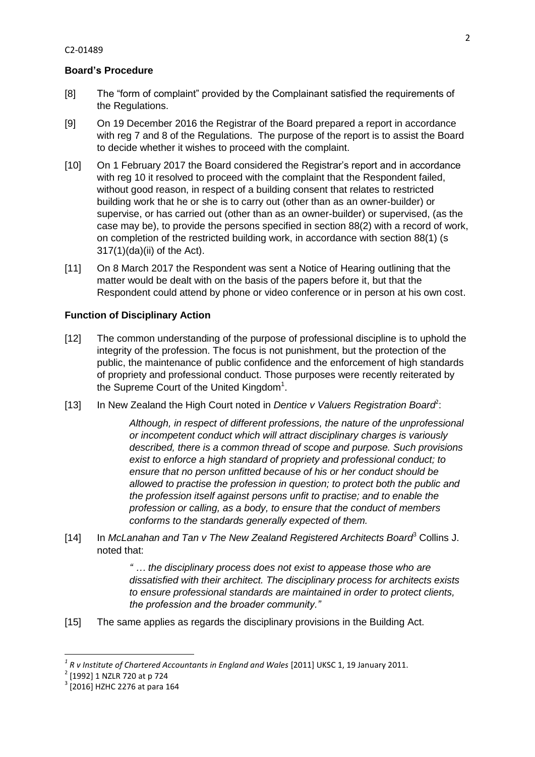## Board's Procedure

[8] The "form of complaint" provided by the Complainant satisfied the requirements of the Regulations.

[9] On 19 December 2016 the Registrar of the Board prepared a report in accordance with reg 7 and 8 of the Regulations. The purpose of the report is to assist the Board to decide whether it wishes to proceed with the complaint.

[10] On 1 February 2017 the Board considered the Registrar's report and in accordance with reg 10 it resolved to proceed with the complaint that the Respondent failed, without good reason, in respect of a building consent that relates to restricted building work that he or she is to carry out (other than as an owner-builder) or supervise, or has carried out (other than as an owner-builder) or supervised, (as the case may be), to provide the persons specified in section 88(2) with a record of work, on completion of the restricted building work, in accordance with section 88(1) (s 317(1)(da)(ii) of the Act).

[11] On 8 March 2017 the Respondent was sent a Notice of Hearing outlining that the matter would be dealt with on the basis of the papers before it, but that the Respondent could attend by phone or video conference or in person at his own cost.

## Function of Disciplinary Action

[12] The common understanding of the purpose of professional discipline is to uphold the integrity of the profession. The focus is not punishment, but the protection of the public, the maintenance of public confidence and the enforcement of high standards of propriety and professional conduct. Those purposes were recently reiterated by the Supreme Court of the United Kingdom[1].

[13] In New Zealand the High Court noted in *Dentice v Valuers Registration Board*[2]:

> *Although, in respect of different professions, the nature of the unprofessional or incompetent conduct which will attract disciplinary charges is variously described, there is a common thread of scope and purpose. Such provisions exist to enforce a high standard of propriety and professional conduct; to ensure that no person unfitted because of his or her conduct should be allowed to practise the profession in question; to protect both the public and the profession itself against persons unfit to practise; and to enable the profession or calling, as a body, to ensure that the conduct of members conforms to the standards generally expected of them.*

[14] In *McLanahan and Tan v The New Zealand Registered Architects Board*[3] Collins J. noted that:

> *" … the disciplinary process does not exist to appease those who are dissatisfied with their architect. The disciplinary process for architects exists to ensure professional standards are maintained in order to protect clients, the profession and the broader community."*

[15] The same applies as regards the disciplinary provisions in the Building Act.

---

[1] *R v Institute of Chartered Accountants in England and Wales* [2011] UKSC 1, 19 January 2011.

[2] [1992] 1 NZLR 720 at p 724

[3] [2016] HZHC 2276 at para 164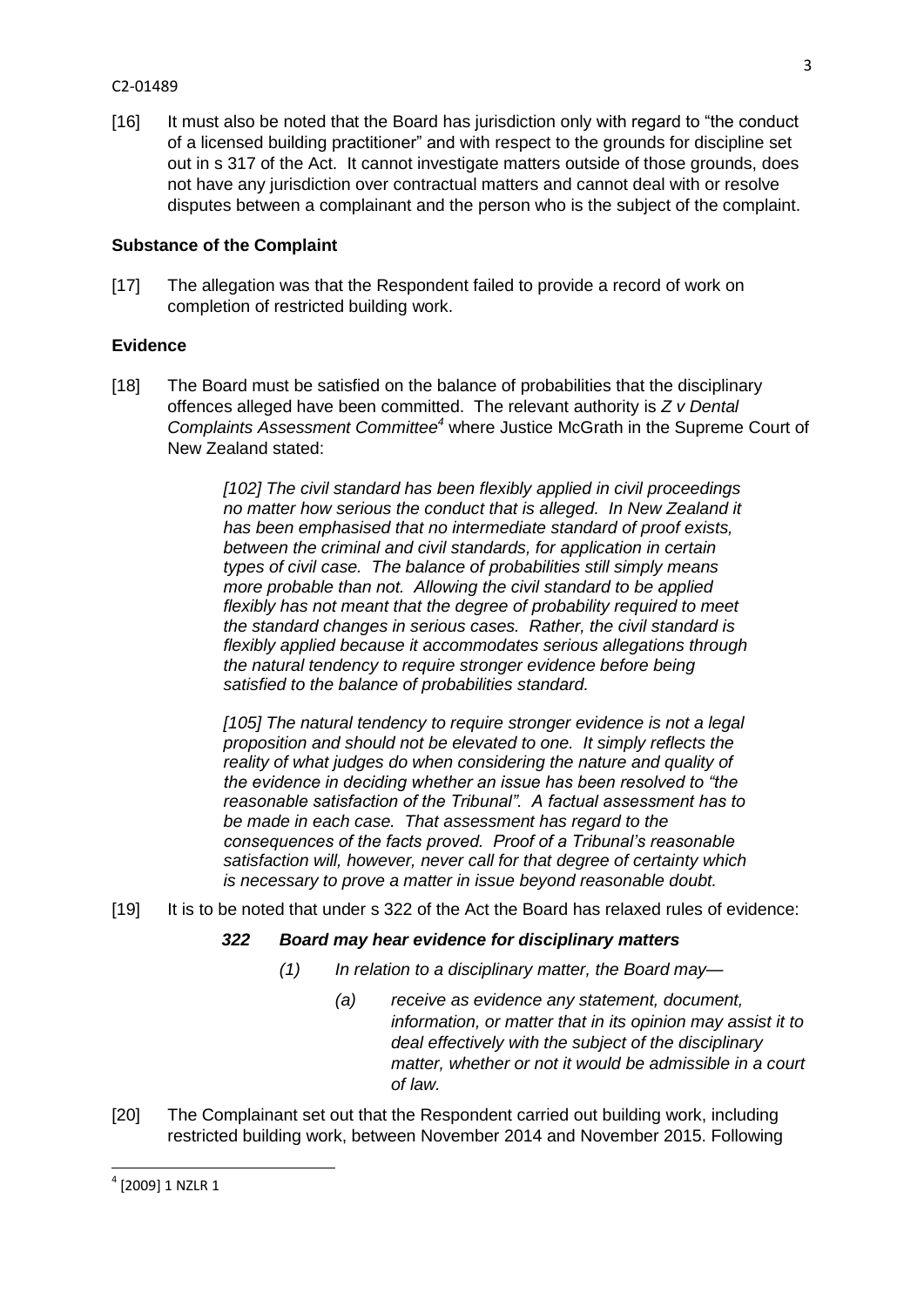[16] It must also be noted that the Board has jurisdiction only with regard to "the conduct of a licensed building practitioner" and with respect to the grounds for discipline set out in s 317 of the Act. It cannot investigate matters outside of those grounds, does not have any jurisdiction over contractual matters and cannot deal with or resolve disputes between a complainant and the person who is the subject of the complaint.

## Substance of the Complaint

[17] The allegation was that the Respondent failed to provide a record of work on completion of restricted building work.

## Evidence

[18] The Board must be satisfied on the balance of probabilities that the disciplinary offences alleged have been committed. The relevant authority is *Z v Dental Complaints Assessment Committee*[4] where Justice McGrath in the Supreme Court of New Zealand stated:

> *[102] The civil standard has been flexibly applied in civil proceedings no matter how serious the conduct that is alleged. In New Zealand it has been emphasised that no intermediate standard of proof exists, between the criminal and civil standards, for application in certain types of civil case. The balance of probabilities still simply means more probable than not. Allowing the civil standard to be applied flexibly has not meant that the degree of probability required to meet the standard changes in serious cases. Rather, the civil standard is flexibly applied because it accommodates serious allegations through the natural tendency to require stronger evidence before being satisfied to the balance of probabilities standard.*
>
> *[105] The natural tendency to require stronger evidence is not a legal proposition and should not be elevated to one. It simply reflects the reality of what judges do when considering the nature and quality of the evidence in deciding whether an issue has been resolved to "the reasonable satisfaction of the Tribunal". A factual assessment has to be made in each case. That assessment has regard to the consequences of the facts proved. Proof of a Tribunal's reasonable satisfaction will, however, never call for that degree of certainty which is necessary to prove a matter in issue beyond reasonable doubt.*

[19] It is to be noted that under s 322 of the Act the Board has relaxed rules of evidence:

> ***322 Board may hear evidence for disciplinary matters***
>
> *(1) In relation to a disciplinary matter, the Board may—*
>
> *(a) receive as evidence any statement, document, information, or matter that in its opinion may assist it to deal effectively with the subject of the disciplinary matter, whether or not it would be admissible in a court of law.*

[20] The Complainant set out that the Respondent carried out building work, including restricted building work, between November 2014 and November 2015. Following

---

[4] [2009] 1 NZLR 1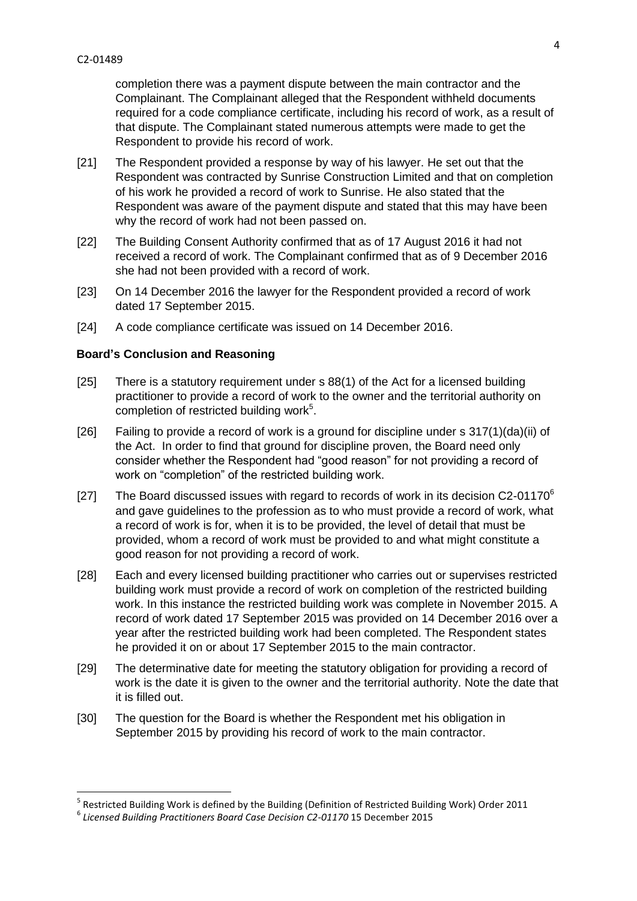completion there was a payment dispute between the main contractor and the Complainant. The Complainant alleged that the Respondent withheld documents required for a code compliance certificate, including his record of work, as a result of that dispute. The Complainant stated numerous attempts were made to get the Respondent to provide his record of work.

[21] The Respondent provided a response by way of his lawyer. He set out that the Respondent was contracted by Sunrise Construction Limited and that on completion of his work he provided a record of work to Sunrise. He also stated that the Respondent was aware of the payment dispute and stated that this may have been why the record of work had not been passed on.

[22] The Building Consent Authority confirmed that as of 17 August 2016 it had not received a record of work. The Complainant confirmed that as of 9 December 2016 she had not been provided with a record of work.

[23] On 14 December 2016 the lawyer for the Respondent provided a record of work dated 17 September 2015.

[24] A code compliance certificate was issued on 14 December 2016.

**Board's Conclusion and Reasoning**

[25] There is a statutory requirement under s 88(1) of the Act for a licensed building practitioner to provide a record of work to the owner and the territorial authority on completion of restricted building work[5].

[26] Failing to provide a record of work is a ground for discipline under s 317(1)(da)(ii) of the Act. In order to find that ground for discipline proven, the Board need only consider whether the Respondent had "good reason" for not providing a record of work on "completion" of the restricted building work.

[27] The Board discussed issues with regard to records of work in its decision C2-01170[6] and gave guidelines to the profession as to who must provide a record of work, what a record of work is for, when it is to be provided, the level of detail that must be provided, whom a record of work must be provided to and what might constitute a good reason for not providing a record of work.

[28] Each and every licensed building practitioner who carries out or supervises restricted building work must provide a record of work on completion of the restricted building work. In this instance the restricted building work was complete in November 2015. A record of work dated 17 September 2015 was provided on 14 December 2016 over a year after the restricted building work had been completed. The Respondent states he provided it on or about 17 September 2015 to the main contractor.

[29] The determinative date for meeting the statutory obligation for providing a record of work is the date it is given to the owner and the territorial authority. Note the date that it is filled out.

[30] The question for the Board is whether the Respondent met his obligation in September 2015 by providing his record of work to the main contractor.

[5] Restricted Building Work is defined by the Building (Definition of Restricted Building Work) Order 2011

[6] *Licensed Building Practitioners Board Case Decision C2-01170* 15 December 2015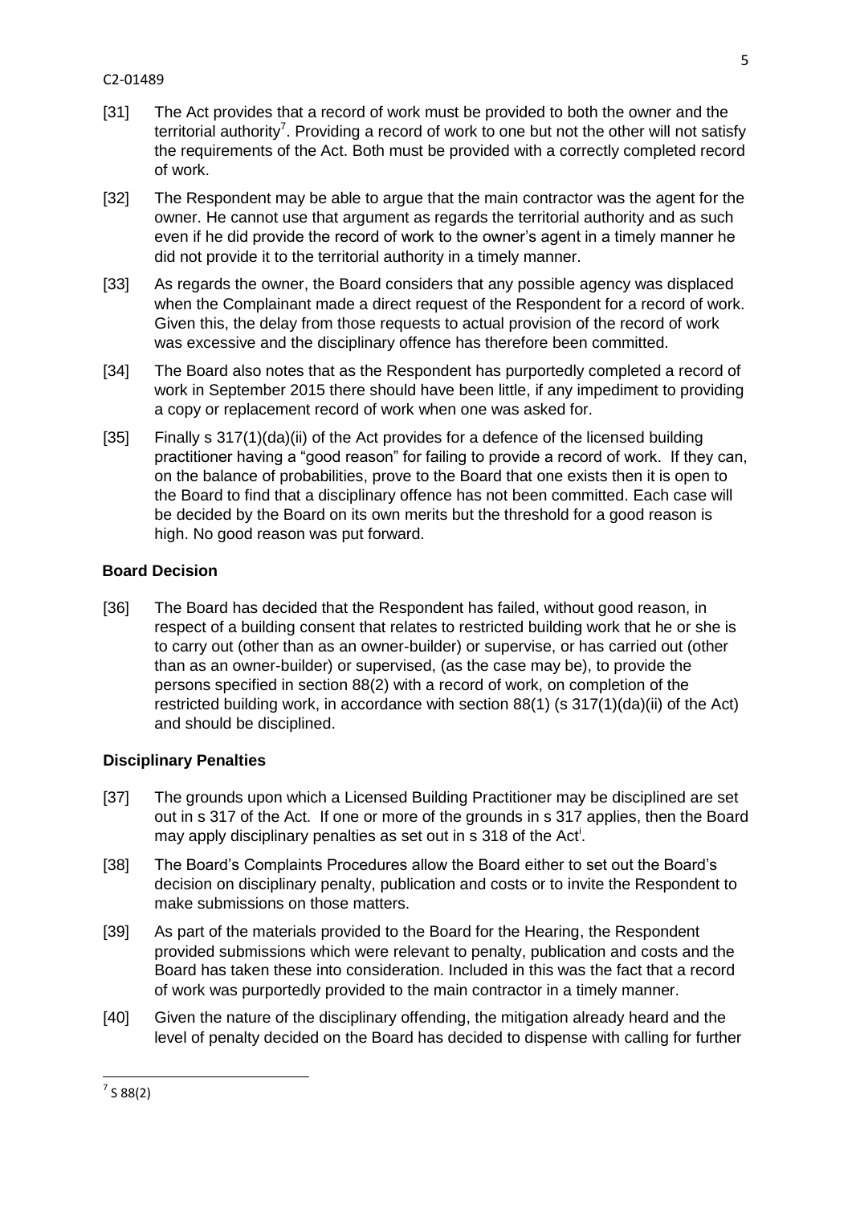[31] The Act provides that a record of work must be provided to both the owner and the territorial authority[7]. Providing a record of work to one but not the other will not satisfy the requirements of the Act. Both must be provided with a correctly completed record of work.

[32] The Respondent may be able to argue that the main contractor was the agent for the owner. He cannot use that argument as regards the territorial authority and as such even if he did provide the record of work to the owner's agent in a timely manner he did not provide it to the territorial authority in a timely manner.

[33] As regards the owner, the Board considers that any possible agency was displaced when the Complainant made a direct request of the Respondent for a record of work. Given this, the delay from those requests to actual provision of the record of work was excessive and the disciplinary offence has therefore been committed.

[34] The Board also notes that as the Respondent has purportedly completed a record of work in September 2015 there should have been little, if any impediment to providing a copy or replacement record of work when one was asked for.

[35] Finally s 317(1)(da)(ii) of the Act provides for a defence of the licensed building practitioner having a "good reason" for failing to provide a record of work. If they can, on the balance of probabilities, prove to the Board that one exists then it is open to the Board to find that a disciplinary offence has not been committed. Each case will be decided by the Board on its own merits but the threshold for a good reason is high. No good reason was put forward.

## Board Decision

[36] The Board has decided that the Respondent has failed, without good reason, in respect of a building consent that relates to restricted building work that he or she is to carry out (other than as an owner-builder) or supervise, or has carried out (other than as an owner-builder) or supervised, (as the case may be), to provide the persons specified in section 88(2) with a record of work, on completion of the restricted building work, in accordance with section 88(1) (s 317(1)(da)(ii) of the Act) and should be disciplined.

## Disciplinary Penalties

[37] The grounds upon which a Licensed Building Practitioner may be disciplined are set out in s 317 of the Act. If one or more of the grounds in s 317 applies, then the Board may apply disciplinary penalties as set out in s 318 of the Act[i].

[38] The Board's Complaints Procedures allow the Board either to set out the Board's decision on disciplinary penalty, publication and costs or to invite the Respondent to make submissions on those matters.

[39] As part of the materials provided to the Board for the Hearing, the Respondent provided submissions which were relevant to penalty, publication and costs and the Board has taken these into consideration. Included in this was the fact that a record of work was purportedly provided to the main contractor in a timely manner.

[40] Given the nature of the disciplinary offending, the mitigation already heard and the level of penalty decided on the Board has decided to dispense with calling for further

---

[7] S 88(2)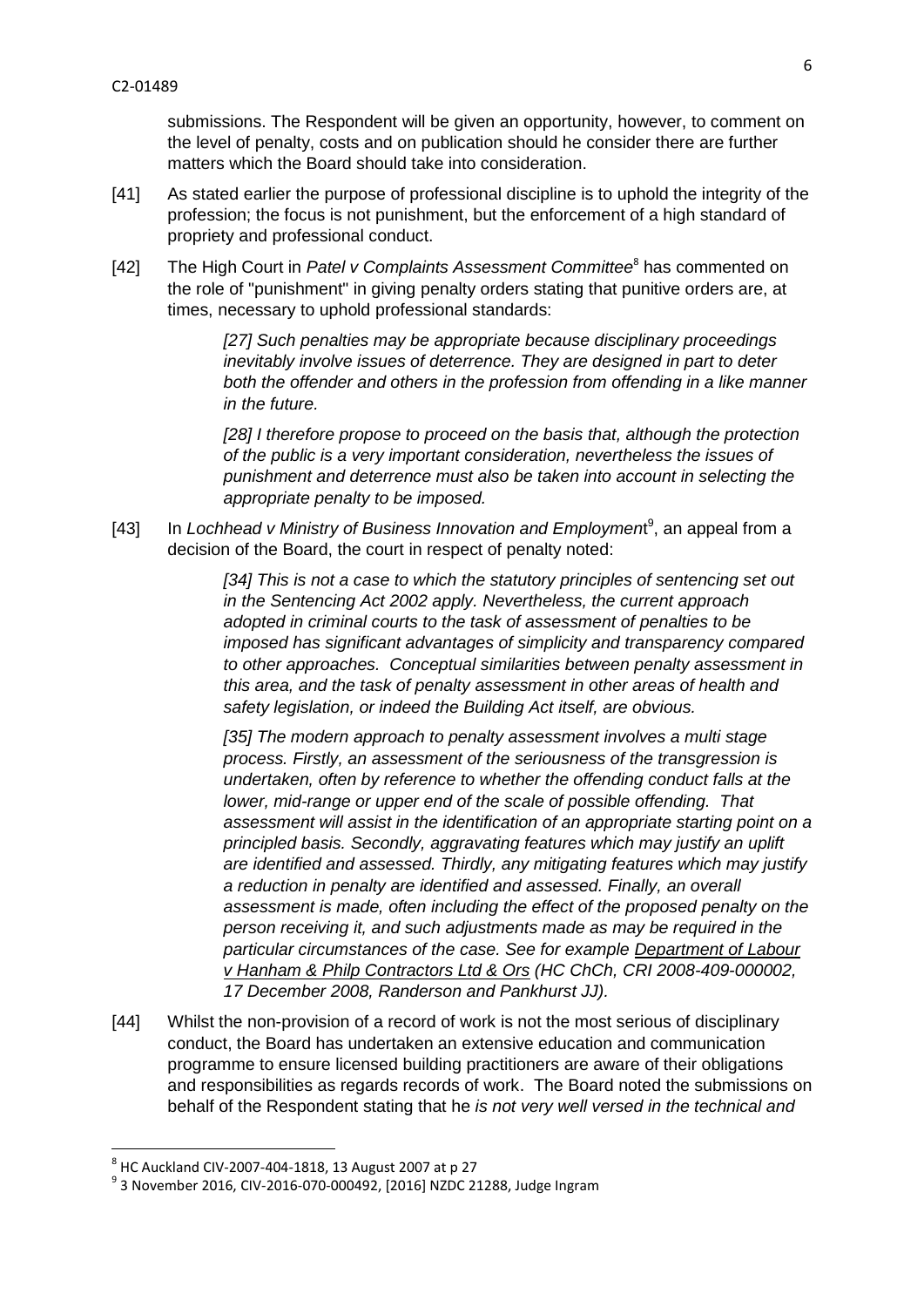submissions. The Respondent will be given an opportunity, however, to comment on the level of penalty, costs and on publication should he consider there are further matters which the Board should take into consideration.

[41] As stated earlier the purpose of professional discipline is to uphold the integrity of the profession; the focus is not punishment, but the enforcement of a high standard of propriety and professional conduct.

[42] The High Court in *Patel v Complaints Assessment Committee*[8] has commented on the role of "punishment" in giving penalty orders stating that punitive orders are, at times, necessary to uphold professional standards:

> *[27] Such penalties may be appropriate because disciplinary proceedings inevitably involve issues of deterrence. They are designed in part to deter both the offender and others in the profession from offending in a like manner in the future.*
>
> *[28] I therefore propose to proceed on the basis that, although the protection of the public is a very important consideration, nevertheless the issues of punishment and deterrence must also be taken into account in selecting the appropriate penalty to be imposed.*

[43] In *Lochhead v Ministry of Business Innovation and Employment*[9], an appeal from a decision of the Board, the court in respect of penalty noted:

> *[34] This is not a case to which the statutory principles of sentencing set out in the Sentencing Act 2002 apply. Nevertheless, the current approach adopted in criminal courts to the task of assessment of penalties to be imposed has significant advantages of simplicity and transparency compared to other approaches. Conceptual similarities between penalty assessment in this area, and the task of penalty assessment in other areas of health and safety legislation, or indeed the Building Act itself, are obvious.*
>
> *[35] The modern approach to penalty assessment involves a multi stage process. Firstly, an assessment of the seriousness of the transgression is undertaken, often by reference to whether the offending conduct falls at the lower, mid-range or upper end of the scale of possible offending. That assessment will assist in the identification of an appropriate starting point on a principled basis. Secondly, aggravating features which may justify an uplift are identified and assessed. Thirdly, any mitigating features which may justify a reduction in penalty are identified and assessed. Finally, an overall assessment is made, often including the effect of the proposed penalty on the person receiving it, and such adjustments made as may be required in the particular circumstances of the case. See for example Department of Labour v Hanham & Philp Contractors Ltd & Ors (HC ChCh, CRI 2008-409-000002, 17 December 2008, Randerson and Pankhurst JJ).*

[44] Whilst the non-provision of a record of work is not the most serious of disciplinary conduct, the Board has undertaken an extensive education and communication programme to ensure licensed building practitioners are aware of their obligations and responsibilities as regards records of work. The Board noted the submissions on behalf of the Respondent stating that he *is not very well versed in the technical and*

---

[8] HC Auckland CIV-2007-404-1818, 13 August 2007 at p 27

[9] 3 November 2016, CIV-2016-070-000492, [2016] NZDC 21288, Judge Ingram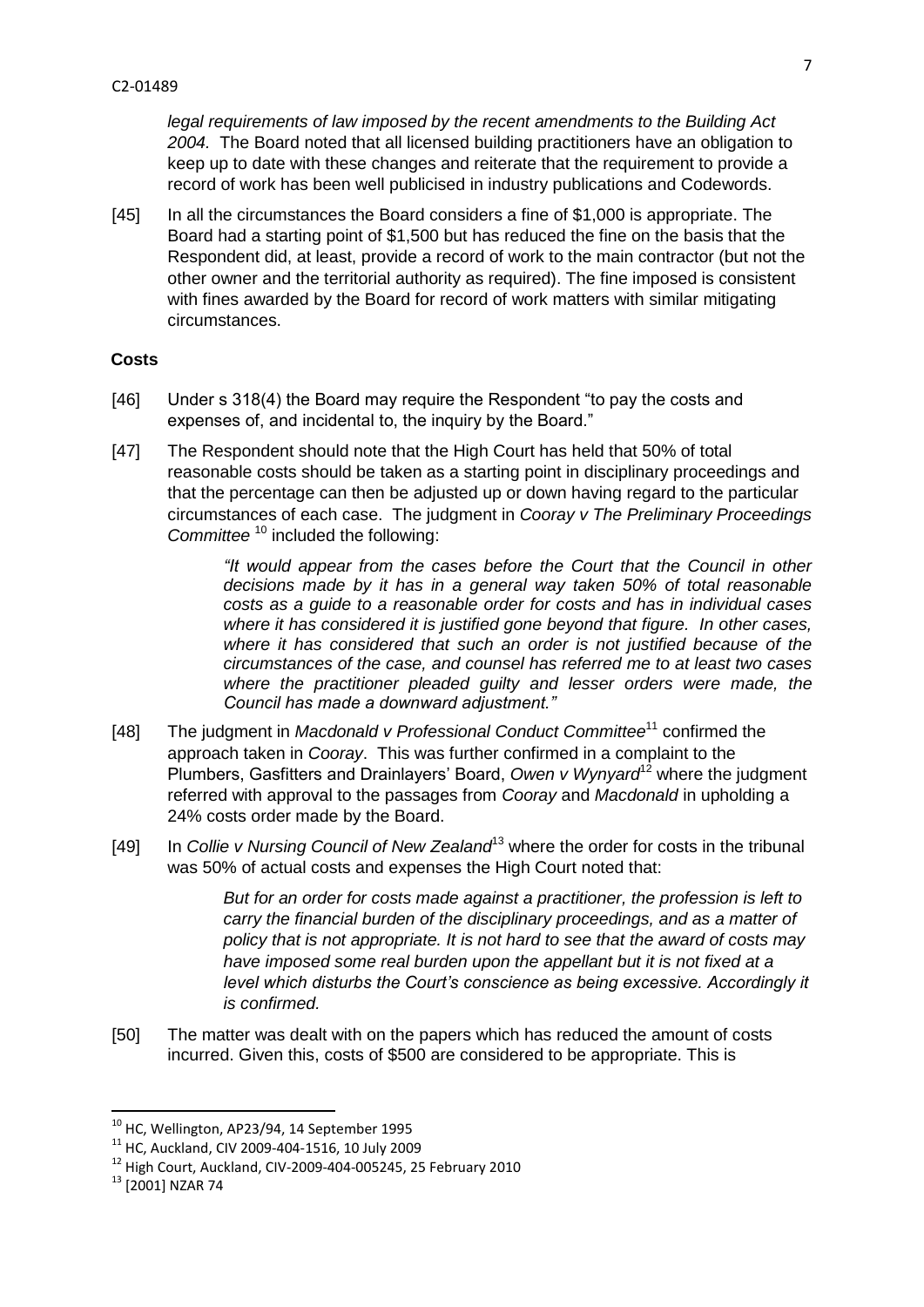*legal requirements of law imposed by the recent amendments to the Building Act 2004.* The Board noted that all licensed building practitioners have an obligation to keep up to date with these changes and reiterate that the requirement to provide a record of work has been well publicised in industry publications and Codewords.

[45] In all the circumstances the Board considers a fine of $1,000 is appropriate. The Board had a starting point of $1,500 but has reduced the fine on the basis that the Respondent did, at least, provide a record of work to the main contractor (but not the other owner and the territorial authority as required). The fine imposed is consistent with fines awarded by the Board for record of work matters with similar mitigating circumstances.

## Costs

[46] Under s 318(4) the Board may require the Respondent "to pay the costs and expenses of, and incidental to, the inquiry by the Board."

[47] The Respondent should note that the High Court has held that 50% of total reasonable costs should be taken as a starting point in disciplinary proceedings and that the percentage can then be adjusted up or down having regard to the particular circumstances of each case. The judgment in *Cooray v The Preliminary Proceedings Committee* [10] included the following:

> *"It would appear from the cases before the Court that the Council in other decisions made by it has in a general way taken 50% of total reasonable costs as a guide to a reasonable order for costs and has in individual cases where it has considered it is justified gone beyond that figure. In other cases, where it has considered that such an order is not justified because of the circumstances of the case, and counsel has referred me to at least two cases where the practitioner pleaded guilty and lesser orders were made, the Council has made a downward adjustment."*

[48] The judgment in *Macdonald v Professional Conduct Committee*[11] confirmed the approach taken in *Cooray*. This was further confirmed in a complaint to the Plumbers, Gasfitters and Drainlayers' Board, *Owen v Wynyard*[12] where the judgment referred with approval to the passages from *Cooray* and *Macdonald* in upholding a 24% costs order made by the Board.

[49] In *Collie v Nursing Council of New Zealand*[13] where the order for costs in the tribunal was 50% of actual costs and expenses the High Court noted that:

> *But for an order for costs made against a practitioner, the profession is left to carry the financial burden of the disciplinary proceedings, and as a matter of policy that is not appropriate. It is not hard to see that the award of costs may have imposed some real burden upon the appellant but it is not fixed at a level which disturbs the Court's conscience as being excessive. Accordingly it is confirmed.*

[50] The matter was dealt with on the papers which has reduced the amount of costs incurred. Given this, costs of $500 are considered to be appropriate. This is

---

[10] HC, Wellington, AP23/94, 14 September 1995

[11] HC, Auckland, CIV 2009-404-1516, 10 July 2009

[12] High Court, Auckland, CIV-2009-404-005245, 25 February 2010

[13] [2001] NZAR 74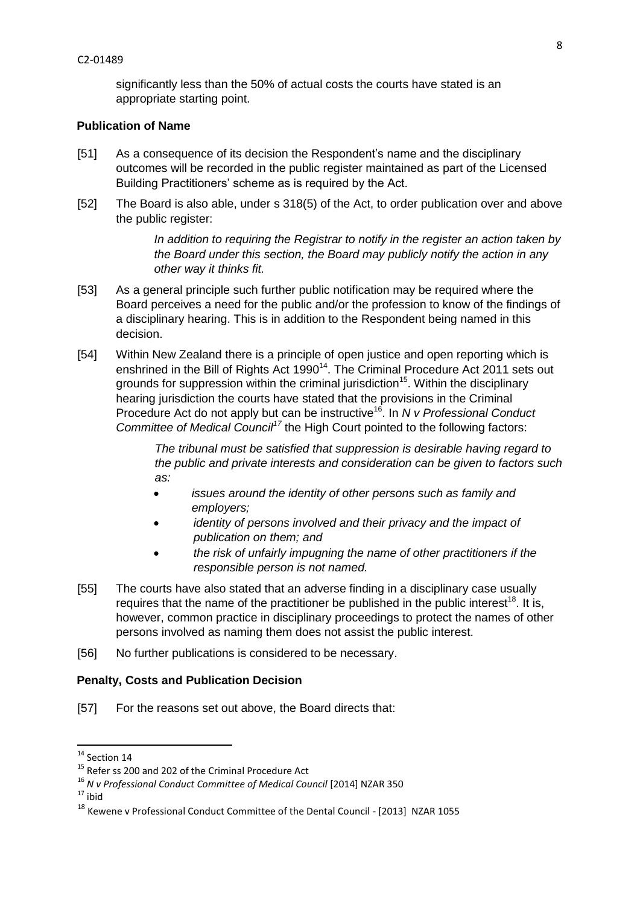significantly less than the 50% of actual costs the courts have stated is an appropriate starting point.

**Publication of Name**

[51] As a consequence of its decision the Respondent's name and the disciplinary outcomes will be recorded in the public register maintained as part of the Licensed Building Practitioners' scheme as is required by the Act.

[52] The Board is also able, under s 318(5) of the Act, to order publication over and above the public register:

> *In addition to requiring the Registrar to notify in the register an action taken by the Board under this section, the Board may publicly notify the action in any other way it thinks fit.*

[53] As a general principle such further public notification may be required where the Board perceives a need for the public and/or the profession to know of the findings of a disciplinary hearing. This is in addition to the Respondent being named in this decision.

[54] Within New Zealand there is a principle of open justice and open reporting which is enshrined in the Bill of Rights Act 1990[14]. The Criminal Procedure Act 2011 sets out grounds for suppression within the criminal jurisdiction[15]. Within the disciplinary hearing jurisdiction the courts have stated that the provisions in the Criminal Procedure Act do not apply but can be instructive[16]. In *N v Professional Conduct Committee of Medical Council*[17] the High Court pointed to the following factors:

> *The tribunal must be satisfied that suppression is desirable having regard to the public and private interests and consideration can be given to factors such as:*
>
> - *issues around the identity of other persons such as family and employers;*
> - *identity of persons involved and their privacy and the impact of publication on them; and*
> - *the risk of unfairly impugning the name of other practitioners if the responsible person is not named.*

[55] The courts have also stated that an adverse finding in a disciplinary case usually requires that the name of the practitioner be published in the public interest[18]. It is, however, common practice in disciplinary proceedings to protect the names of other persons involved as naming them does not assist the public interest.

[56] No further publications is considered to be necessary.

**Penalty, Costs and Publication Decision**

[57] For the reasons set out above, the Board directs that:

---

[14] Section 14

[15] Refer ss 200 and 202 of the Criminal Procedure Act

[16] *N v Professional Conduct Committee of Medical Council* [2014] NZAR 350

[17] ibid

[18] Kewene v Professional Conduct Committee of the Dental Council - [2013] NZAR 1055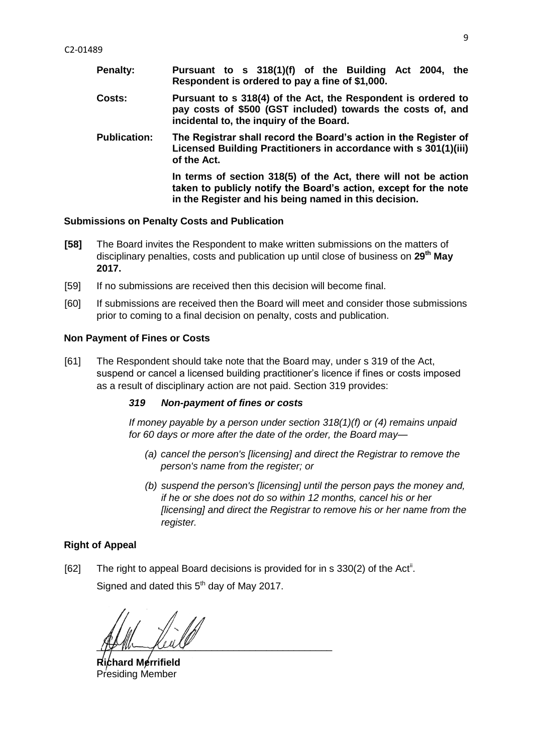**Penalty:** **Pursuant to s 318(1)(f) of the Building Act 2004, the Respondent is ordered to pay a fine of $1,000.**

**Costs:** **Pursuant to s 318(4) of the Act, the Respondent is ordered to pay costs of $500 (GST included) towards the costs of, and incidental to, the inquiry of the Board.**

**Publication:** **The Registrar shall record the Board's action in the Register of Licensed Building Practitioners in accordance with s 301(1)(iii) of the Act.**

**In terms of section 318(5) of the Act, there will not be action taken to publicly notify the Board's action, except for the note in the Register and his being named in this decision.**

### Submissions on Penalty Costs and Publication

**[58]** The Board invites the Respondent to make written submissions on the matters of disciplinary penalties, costs and publication up until close of business on **29th May 2017.**

[59] If no submissions are received then this decision will become final.

[60] If submissions are received then the Board will meet and consider those submissions prior to coming to a final decision on penalty, costs and publication.

### Non Payment of Fines or Costs

[61] The Respondent should take note that the Board may, under s 319 of the Act, suspend or cancel a licensed building practitioner's licence if fines or costs imposed as a result of disciplinary action are not paid. Section 319 provides:

> ***319 Non-payment of fines or costs***
>
> *If money payable by a person under section 318(1)(f) or (4) remains unpaid for 60 days or more after the date of the order, the Board may—*
>
> *(a) cancel the person's [licensing] and direct the Registrar to remove the person's name from the register; or*
>
> *(b) suspend the person's [licensing] until the person pays the money and, if he or she does not do so within 12 months, cancel his or her [licensing] and direct the Registrar to remove his or her name from the register.*

### Right of Appeal

[62] The right to appeal Board decisions is provided for in s 330(2) of the Act[ii].

Signed and dated this 5th day of May 2017.

**Richard Merrifield**
Presiding Member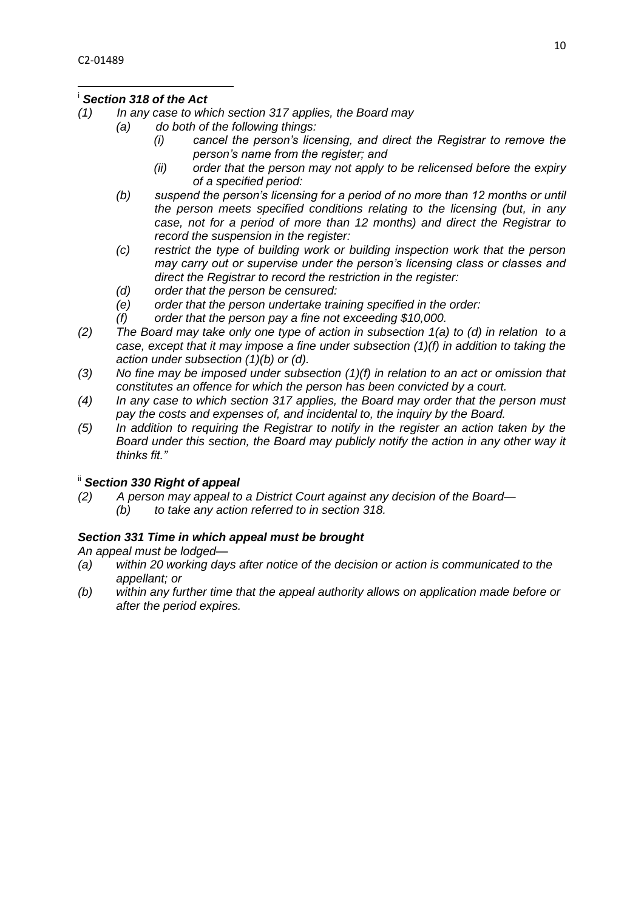[i] ***Section 318 of the Act***

*(1) In any case to which section 317 applies, the Board may*

*(a) do both of the following things:*

*(i) cancel the person's licensing, and direct the Registrar to remove the person's name from the register; and*

*(ii) order that the person may not apply to be relicensed before the expiry of a specified period:*

*(b) suspend the person's licensing for a period of no more than 12 months or until the person meets specified conditions relating to the licensing (but, in any case, not for a period of more than 12 months) and direct the Registrar to record the suspension in the register:*

*(c) restrict the type of building work or building inspection work that the person may carry out or supervise under the person's licensing class or classes and direct the Registrar to record the restriction in the register:*

*(d) order that the person be censured:*

*(e) order that the person undertake training specified in the order:*

*(f) order that the person pay a fine not exceeding $10,000.*

*(2) The Board may take only one type of action in subsection 1(a) to (d) in relation to a case, except that it may impose a fine under subsection (1)(f) in addition to taking the action under subsection (1)(b) or (d).*

*(3) No fine may be imposed under subsection (1)(f) in relation to an act or omission that constitutes an offence for which the person has been convicted by a court.*

*(4) In any case to which section 317 applies, the Board may order that the person must pay the costs and expenses of, and incidental to, the inquiry by the Board.*

*(5) In addition to requiring the Registrar to notify in the register an action taken by the Board under this section, the Board may publicly notify the action in any other way it thinks fit."*

[ii] ***Section 330 Right of appeal***

*(2) A person may appeal to a District Court against any decision of the Board—*

*(b) to take any action referred to in section 318.*

***Section 331 Time in which appeal must be brought***

*An appeal must be lodged—*

*(a) within 20 working days after notice of the decision or action is communicated to the appellant; or*

*(b) within any further time that the appeal authority allows on application made before or after the period expires.*